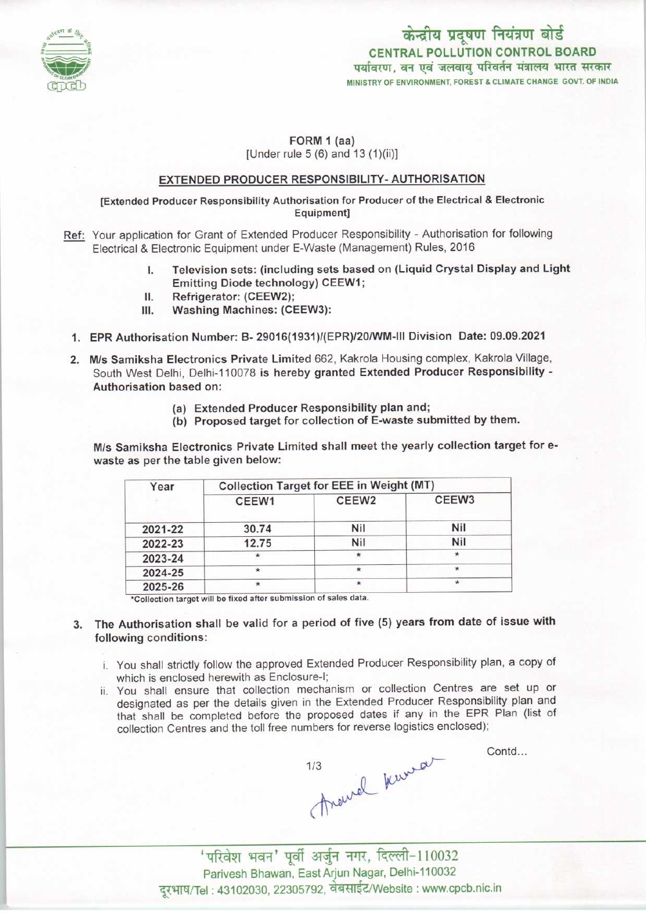केन्द्रीय प्रदूषण नियंत्रण बोर्ड
CENTRAL POLLUTION CONTROL BOARD
पर्यावरण, वन एवं जलवायु परिवर्तन मंत्रालय भारत सरकार
MINISTRY OF ENVIRONMENT, FOREST & CLIMATE CHANGE GOVT. OF INDIA

## FORM 1 (aa)
[Under rule 5 (6) and 13 (1)(ii)]

### EXTENDED PRODUCER RESPONSIBILITY- AUTHORISATION

[Extended Producer Responsibility Authorisation for Producer of the Electrical & Electronic Equipment]

Ref: Your application for Grant of Extended Producer Responsibility - Authorisation for following Electrical & Electronic Equipment under E-Waste (Management) Rules, 2016

- I. **Television sets: (including sets based on (Liquid Crystal Display and Light Emitting Diode technology) CEEW1;**
- II. **Refrigerator: (CEEW2);**
- III. **Washing Machines: (CEEW3):**

1. **EPR Authorisation Number: B- 29016(1931)/(EPR)/20/WM-III Division Date: 09.09.2021**
2. **M/s Samiksha Electronics Private Limited** 662, Kakrola Housing complex, Kakrola Village, South West Delhi, Delhi-110078 **is hereby granted Extended Producer Responsibility - Authorisation based on:**
   - **(a) Extended Producer Responsibility plan and;**
   - **(b) Proposed target for collection of E-waste submitted by them.**

**M/s Samiksha Electronics Private Limited shall meet the yearly collection target for e-waste as per the table given below:**

| Year | Collection Target for EEE in Weight (MT) | | |
|---|---|---|---|
| | CEEW1 | CEEW2 | CEEW3 |
| 2021-22 | 30.74 | Nil | Nil |
| 2022-23 | 12.75 | Nil | Nil |
| 2023-24 | * | * | * |
| 2024-25 | * | * | * |
| 2025-26 | * | * | * |

*Collection target will be fixed after submission of sales data.

3. **The Authorisation shall be valid for a period of five (5) years from date of issue with following conditions:**
   - i. You shall strictly follow the approved Extended Producer Responsibility plan, a copy of which is enclosed herewith as Enclosure-I;
   - ii. You shall ensure that collection mechanism or collection Centres are set up or designated as per the details given in the Extended Producer Responsibility plan and that shall be completed before the proposed dates if any in the EPR Plan (list of collection Centres and the toll free numbers for reverse logistics enclosed);

Contd...

'परिवेश भवन' पूर्वी अर्जुन नगर, दिल्ली-110032
Parivesh Bhawan, East Arjun Nagar, Delhi-110032
दूरभाष/Tel : 43102030, 22305792, वेबसाईट/Website : www.cpcb.nic.in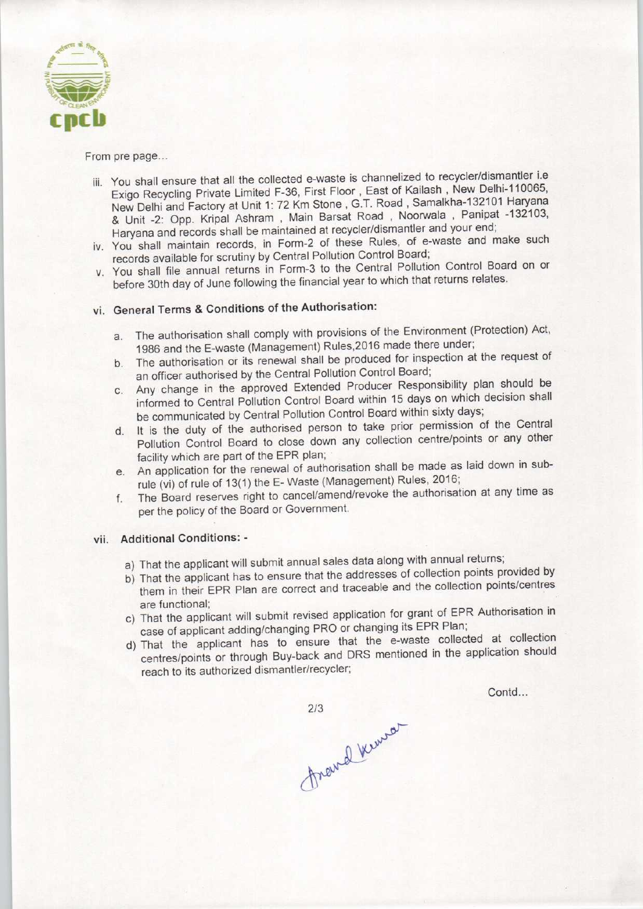From pre page...

iii. You shall ensure that all the collected e-waste is channelized to recycler/dismantler i.e Exigo Recycling Private Limited F-36, First Floor , East of Kailash , New Delhi-110065, New Delhi and Factory at Unit 1: 72 Km Stone , G.T. Road , Samalkha-132101 Haryana & Unit -2: Opp. Kripal Ashram , Main Barsat Road , Noorwala , Panipat -132103, Haryana and records shall be maintained at recycler/dismantler and your end;

iv. You shall maintain records, in Form-2 of these Rules, of e-waste and make such records available for scrutiny by Central Pollution Control Board;

v. You shall file annual returns in Form-3 to the Central Pollution Control Board on or before 30th day of June following the financial year to which that returns relates.

vi. **General Terms & Conditions of the Authorisation:**

   a. The authorisation shall comply with provisions of the Environment (Protection) Act, 1986 and the E-waste (Management) Rules,2016 made there under;

   b. The authorisation or its renewal shall be produced for inspection at the request of an officer authorised by the Central Pollution Control Board;

   c. Any change in the approved Extended Producer Responsibility plan should be informed to Central Pollution Control Board within 15 days on which decision shall be communicated by Central Pollution Control Board within sixty days;

   d. It is the duty of the authorised person to take prior permission of the Central Pollution Control Board to close down any collection centre/points or any other facility which are part of the EPR plan;

   e. An application for the renewal of authorisation shall be made as laid down in sub-rule (vi) of rule of 13(1) the E- Waste (Management) Rules, 2016;

   f. The Board reserves right to cancel/amend/revoke the authorisation at any time as per the policy of the Board or Government.

vii. **Additional Conditions: -**

   a) That the applicant will submit annual sales data along with annual returns;

   b) That the applicant has to ensure that the addresses of collection points provided by them in their EPR Plan are correct and traceable and the collection points/centres are functional;

   c) That the applicant will submit revised application for grant of EPR Authorisation in case of applicant adding/changing PRO or changing its EPR Plan;

   d) That the applicant has to ensure that the e-waste collected at collection centres/points or through Buy-back and DRS mentioned in the application should reach to its authorized dismantler/recycler;

Contd...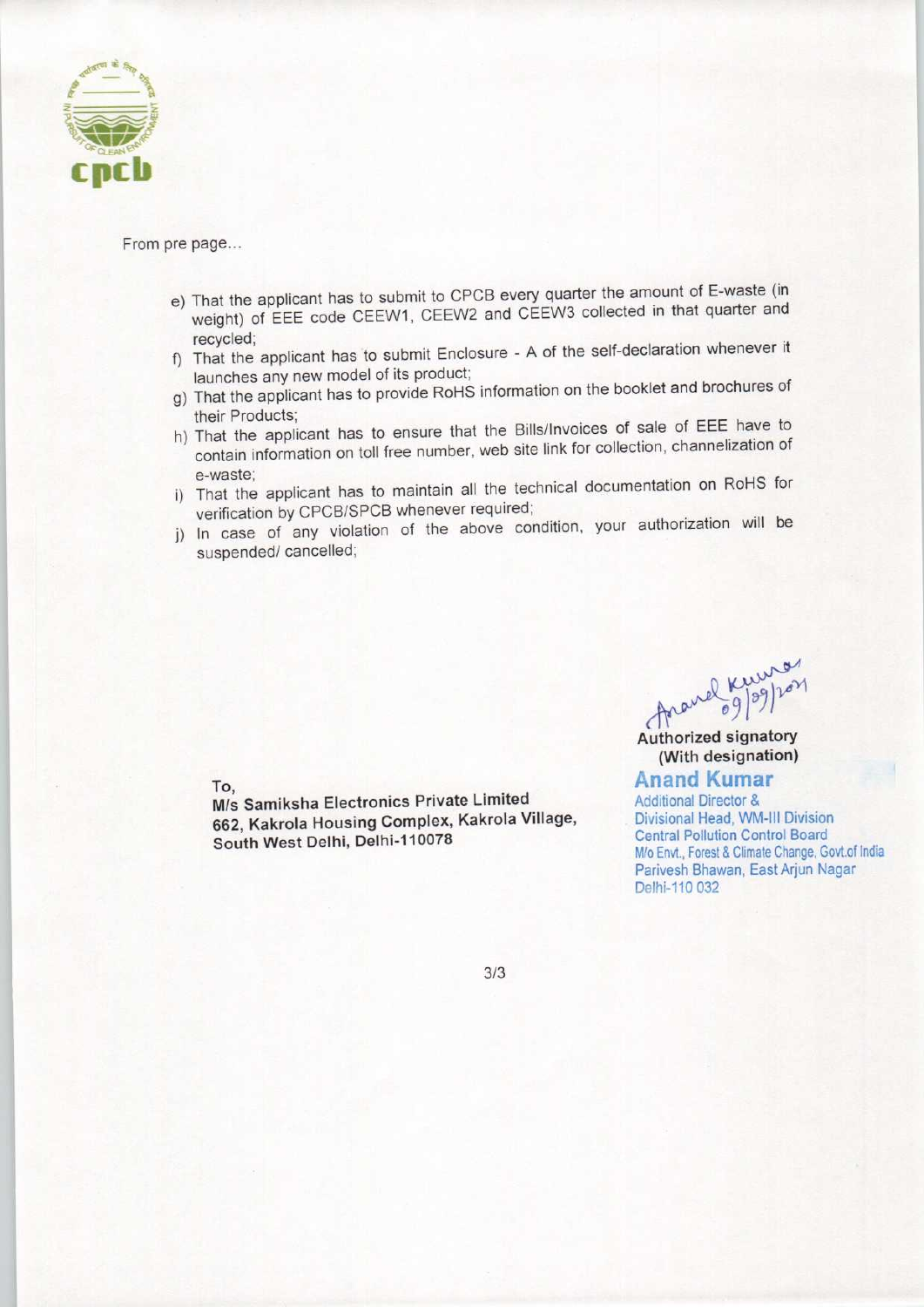From pre page...

e) That the applicant has to submit to CPCB every quarter the amount of E-waste (in weight) of EEE code CEEW1, CEEW2 and CEEW3 collected in that quarter and recycled;
f) That the applicant has to submit Enclosure - A of the self-declaration whenever it launches any new model of its product;
g) That the applicant has to provide RoHS information on the booklet and brochures of their Products;
h) That the applicant has to ensure that the Bills/Invoices of sale of EEE have to contain information on toll free number, web site link for collection, channelization of e-waste;
i) That the applicant has to maintain all the technical documentation on RoHS for verification by CPCB/SPCB whenever required;
j) In case of any violation of the above condition, your authorization will be suspended/ cancelled;

Anand Kumar 09/09/2021

**Authorized signatory**
**(With designation)**

**Anand Kumar**
Additional Director &
Divisional Head, WM-III Division
Central Pollution Control Board
M/o Envt., Forest & Climate Change, Govt.of India
Parivesh Bhawan, East Arjun Nagar
Delhi-110 032

To,
**M/s Samiksha Electronics Private Limited**
**662, Kakrola Housing Complex, Kakrola Village,**
**South West Delhi, Delhi-110078**